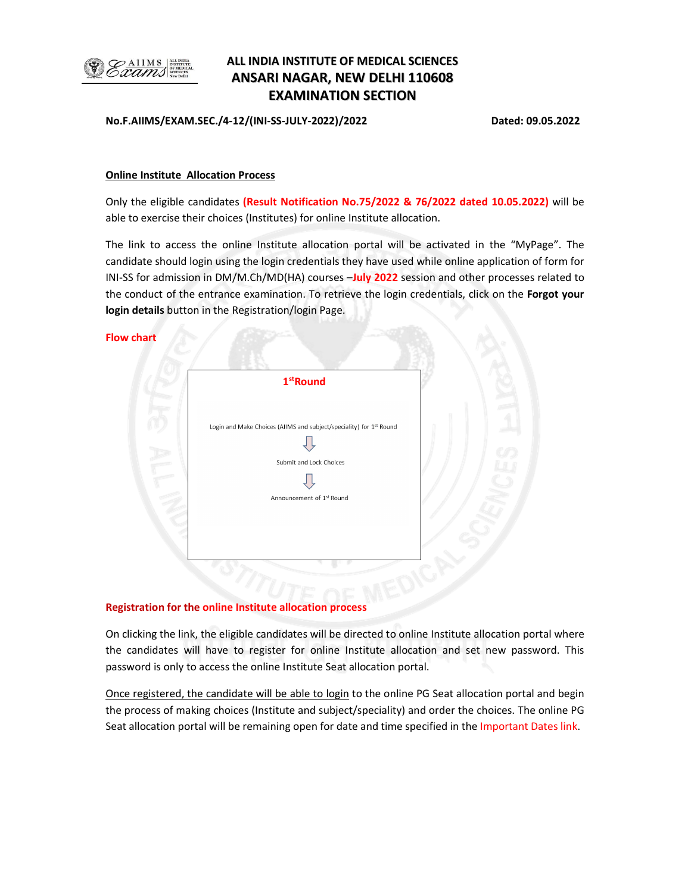# ALL INDIA INSTITUTE OF MEDICAL SCIENCES
## ANSARI NAGAR, NEW DELHI 110608
## EXAMINATION SECTION

**No.F.AIIMS/EXAM.SEC./4-12/(INI-SS-JULY-2022)/2022** **Dated: 09.05.2022**

**Online Institute Allocation Process**

Only the eligible candidates **(Result Notification No.75/2022 & 76/2022 dated 10.05.2022)** will be able to exercise their choices (Institutes) for online Institute allocation.

The link to access the online Institute allocation portal will be activated in the "MyPage". The candidate should login using the login credentials they have used while online application of form for INI-SS for admission in DM/M.Ch/MD(HA) courses –**July 2022** session and other processes related to the conduct of the entrance examination. To retrieve the login credentials, click on the **Forgot your login details** button in the Registration/login Page.

**Flow chart**

**1st Round**

Login and Make Choices (AIIMS and subject/speciality) for 1st Round

⇩

Submit and Lock Choices

⇩

Announcement of 1st Round

**Registration for the online Institute allocation process**

On clicking the link, the eligible candidates will be directed to online Institute allocation portal where the candidates will have to register for online Institute allocation and set new password. This password is only to access the online Institute Seat allocation portal.

Once registered, the candidate will be able to login to the online PG Seat allocation portal and begin the process of making choices (Institute and subject/speciality) and order the choices. The online PG Seat allocation portal will be remaining open for date and time specified in the Important Dates link.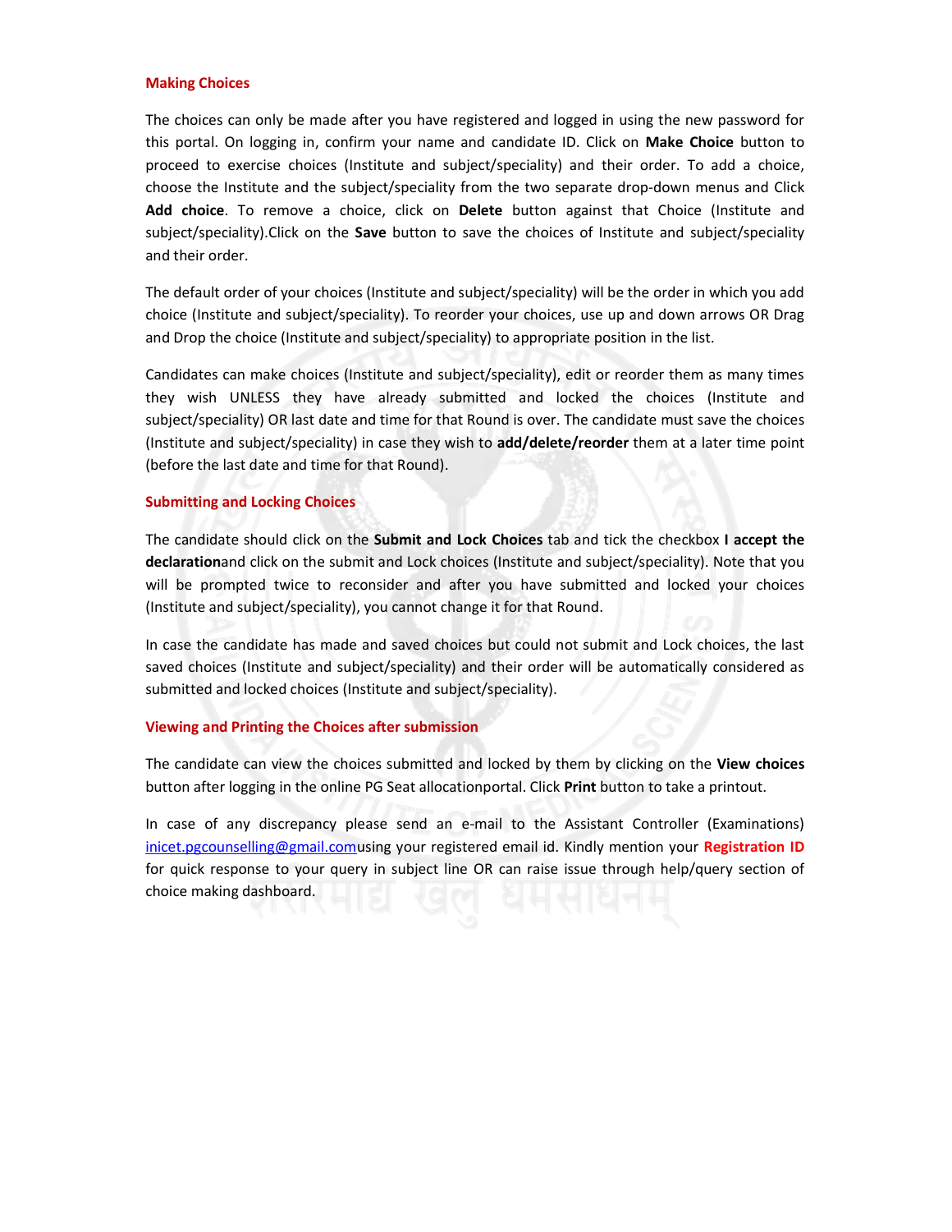## Making Choices

The choices can only be made after you have registered and logged in using the new password for this portal. On logging in, confirm your name and candidate ID. Click on **Make Choice** button to proceed to exercise choices (Institute and subject/speciality) and their order. To add a choice, choose the Institute and the subject/speciality from the two separate drop-down menus and Click **Add choice**. To remove a choice, click on **Delete** button against that Choice (Institute and subject/speciality).Click on the **Save** button to save the choices of Institute and subject/speciality and their order.

The default order of your choices (Institute and subject/speciality) will be the order in which you add choice (Institute and subject/speciality). To reorder your choices, use up and down arrows OR Drag and Drop the choice (Institute and subject/speciality) to appropriate position in the list.

Candidates can make choices (Institute and subject/speciality), edit or reorder them as many times they wish UNLESS they have already submitted and locked the choices (Institute and subject/speciality) OR last date and time for that Round is over. The candidate must save the choices (Institute and subject/speciality) in case they wish to **add/delete/reorder** them at a later time point (before the last date and time for that Round).

## Submitting and Locking Choices

The candidate should click on the **Submit and Lock Choices** tab and tick the checkbox **I accept the declaration**and click on the submit and Lock choices (Institute and subject/speciality). Note that you will be prompted twice to reconsider and after you have submitted and locked your choices (Institute and subject/speciality), you cannot change it for that Round.

In case the candidate has made and saved choices but could not submit and Lock choices, the last saved choices (Institute and subject/speciality) and their order will be automatically considered as submitted and locked choices (Institute and subject/speciality).

## Viewing and Printing the Choices after submission

The candidate can view the choices submitted and locked by them by clicking on the **View choices** button after logging in the online PG Seat allocationportal. Click **Print** button to take a printout.

In case of any discrepancy please send an e-mail to the Assistant Controller (Examinations) inicet.pgcounselling@gmail.comusing your registered email id. Kindly mention your **Registration ID** for quick response to your query in subject line OR can raise issue through help/query section of choice making dashboard.